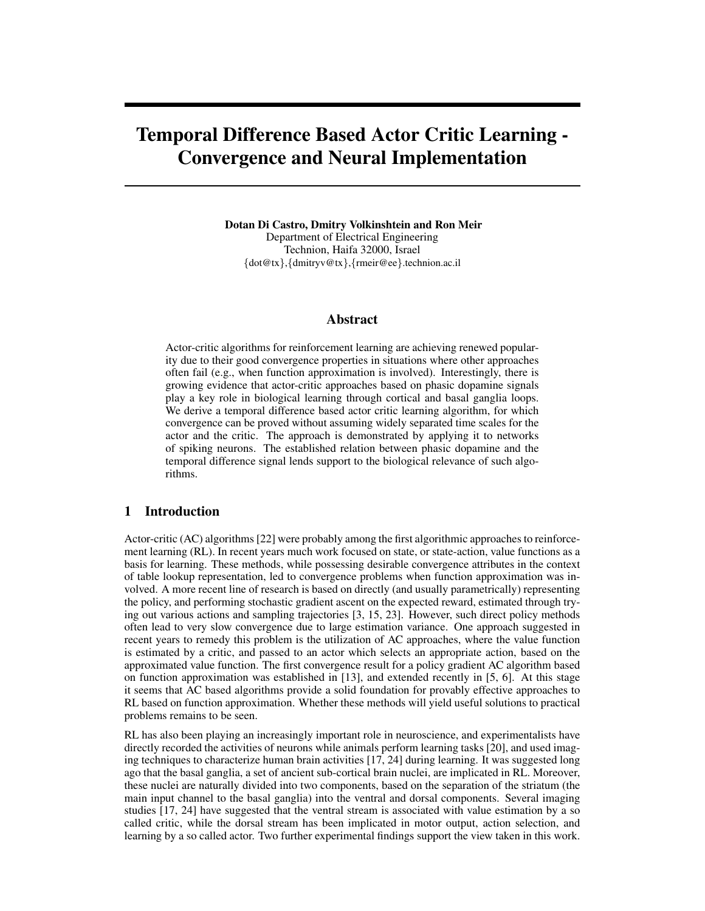# Temporal Difference Based Actor Critic Learning - Convergence and Neural Implementation

**Dotan Di Castro, Dmitry Volkinshtein and Ron Meir**
Department of Electrical Engineering
Technion, Haifa 32000, Israel
{dot@tx},{dmitryv@tx},{rmeir@ee}.technion.ac.il

## Abstract

Actor-critic algorithms for reinforcement learning are achieving renewed popularity due to their good convergence properties in situations where other approaches often fail (e.g., when function approximation is involved). Interestingly, there is growing evidence that actor-critic approaches based on phasic dopamine signals play a key role in biological learning through cortical and basal ganglia loops. We derive a temporal difference based actor critic learning algorithm, for which convergence can be proved without assuming widely separated time scales for the actor and the critic. The approach is demonstrated by applying it to networks of spiking neurons. The established relation between phasic dopamine and the temporal difference signal lends support to the biological relevance of such algorithms.

## 1 Introduction

Actor-critic (AC) algorithms [22] were probably among the first algorithmic approaches to reinforcement learning (RL). In recent years much work focused on state, or state-action, value functions as a basis for learning. These methods, while possessing desirable convergence attributes in the context of table lookup representation, led to convergence problems when function approximation was involved. A more recent line of research is based on directly (and usually parametrically) representing the policy, and performing stochastic gradient ascent on the expected reward, estimated through trying out various actions and sampling trajectories [3, 15, 23]. However, such direct policy methods often lead to very slow convergence due to large estimation variance. One approach suggested in recent years to remedy this problem is the utilization of AC approaches, where the value function is estimated by a critic, and passed to an actor which selects an appropriate action, based on the approximated value function. The first convergence result for a policy gradient AC algorithm based on function approximation was established in [13], and extended recently in [5, 6]. At this stage it seems that AC based algorithms provide a solid foundation for provably effective approaches to RL based on function approximation. Whether these methods will yield useful solutions to practical problems remains to be seen.

RL has also been playing an increasingly important role in neuroscience, and experimentalists have directly recorded the activities of neurons while animals perform learning tasks [20], and used imaging techniques to characterize human brain activities [17, 24] during learning. It was suggested long ago that the basal ganglia, a set of ancient sub-cortical brain nuclei, are implicated in RL. Moreover, these nuclei are naturally divided into two components, based on the separation of the striatum (the main input channel to the basal ganglia) into the ventral and dorsal components. Several imaging studies [17, 24] have suggested that the ventral stream is associated with value estimation by a so called critic, while the dorsal stream has been implicated in motor output, action selection, and learning by a so called actor. Two further experimental findings support the view taken in this work.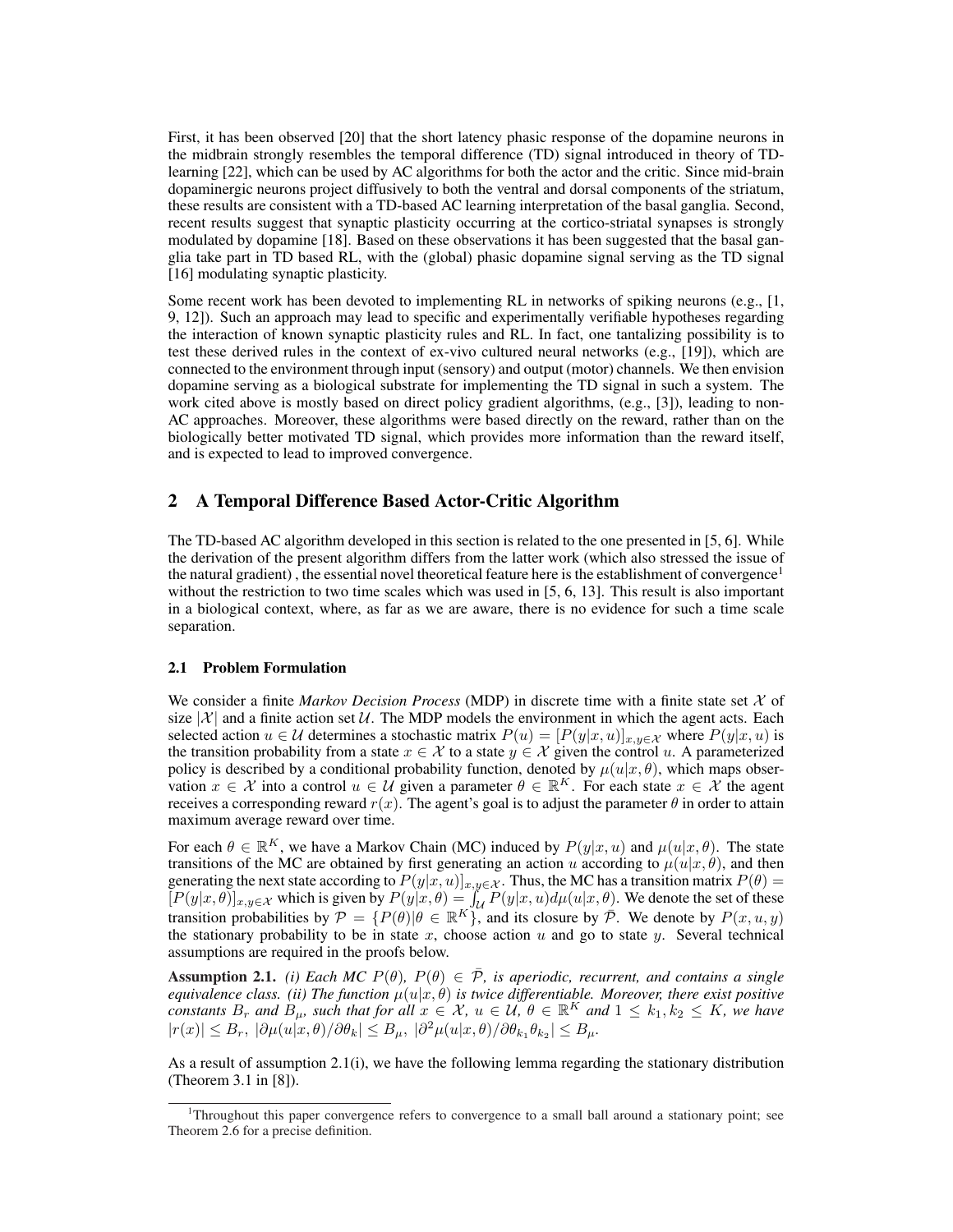First, it has been observed [20] that the short latency phasic response of the dopamine neurons in the midbrain strongly resembles the temporal difference (TD) signal introduced in theory of TD-learning [22], which can be used by AC algorithms for both the actor and the critic. Since mid-brain dopaminergic neurons project diffusively to both the ventral and dorsal components of the striatum, these results are consistent with a TD-based AC learning interpretation of the basal ganglia. Second, recent results suggest that synaptic plasticity occurring at the cortico-striatal synapses is strongly modulated by dopamine [18]. Based on these observations it has been suggested that the basal ganglia take part in TD based RL, with the (global) phasic dopamine signal serving as the TD signal [16] modulating synaptic plasticity.

Some recent work has been devoted to implementing RL in networks of spiking neurons (e.g., [1, 9, 12]). Such an approach may lead to specific and experimentally verifiable hypotheses regarding the interaction of known synaptic plasticity rules and RL. In fact, one tantalizing possibility is to test these derived rules in the context of ex-vivo cultured neural networks (e.g., [19]), which are connected to the environment through input (sensory) and output (motor) channels. We then envision dopamine serving as a biological substrate for implementing the TD signal in such a system. The work cited above is mostly based on direct policy gradient algorithms, (e.g., [3]), leading to non-AC approaches. Moreover, these algorithms were based directly on the reward, rather than on the biologically better motivated TD signal, which provides more information than the reward itself, and is expected to lead to improved convergence.

## 2 A Temporal Difference Based Actor-Critic Algorithm

The TD-based AC algorithm developed in this section is related to the one presented in [5, 6]. While the derivation of the present algorithm differs from the latter work (which also stressed the issue of the natural gradient) , the essential novel theoretical feature here is the establishment of convergence[1] without the restriction to two time scales which was used in [5, 6, 13]. This result is also important in a biological context, where, as far as we are aware, there is no evidence for such a time scale separation.

### 2.1 Problem Formulation

We consider a finite *Markov Decision Process* (MDP) in discrete time with a finite state set $\mathcal{X}$ of size $|\mathcal{X}|$ and a finite action set $\mathcal{U}$. The MDP models the environment in which the agent acts. Each selected action $u \in \mathcal{U}$ determines a stochastic matrix $P(u) = [P(y|x,u)]_{x,y\in\mathcal{X}}$ where $P(y|x,u)$ is the transition probability from a state $x \in \mathcal{X}$ to a state $y \in \mathcal{X}$ given the control $u$. A parameterized policy is described by a conditional probability function, denoted by $\mu(u|x,\theta)$, which maps observation $x \in \mathcal{X}$ into a control $u \in \mathcal{U}$ given a parameter $\theta \in \mathbb{R}^K$. For each state $x \in \mathcal{X}$ the agent receives a corresponding reward $r(x)$. The agent's goal is to adjust the parameter $\theta$ in order to attain maximum average reward over time.

For each $\theta \in \mathbb{R}^K$, we have a Markov Chain (MC) induced by $P(y|x,u)$ and $\mu(u|x,\theta)$. The state transitions of the MC are obtained by first generating an action $u$ according to $\mu(u|x,\theta)$, and then generating the next state according to $P(y|x,u)]_{x,y\in\mathcal{X}}$. Thus, the MC has a transition matrix $P(\theta) = [P(y|x,\theta)]_{x,y\in\mathcal{X}}$ which is given by $P(y|x,\theta) = \int_{\mathcal{U}} P(y|x,u)d\mu(u|x,\theta)$. We denote the set of these transition probabilities by $\mathcal{P} = \{P(\theta)|\theta \in \mathbb{R}^K\}$, and its closure by $\bar{\mathcal{P}}$. We denote by $P(x,u,y)$ the stationary probability to be in state $x$, choose action $u$ and go to state $y$. Several technical assumptions are required in the proofs below.

**Assumption 2.1.** *(i) Each MC $P(\theta)$, $P(\theta) \in \bar{\mathcal{P}}$, is aperiodic, recurrent, and contains a single equivalence class. (ii) The function $\mu(u|x,\theta)$ is twice differentiable. Moreover, there exist positive constants $B_r$ and $B_\mu$, such that for all $x \in \mathcal{X}$, $u \in \mathcal{U}$, $\theta \in \mathbb{R}^K$ and $1 \le k_1, k_2 \le K$, we have $|r(x)| \le B_r$, $|\partial\mu(u|x,\theta)/\partial\theta_k| \le B_\mu$, $|\partial^2\mu(u|x,\theta)/\partial\theta_{k_1}\theta_{k_2}| \le B_\mu$.*

As a result of assumption 2.1(i), we have the following lemma regarding the stationary distribution (Theorem 3.1 in [8]).

[1] Throughout this paper convergence refers to convergence to a small ball around a stationary point; see Theorem 2.6 for a precise definition.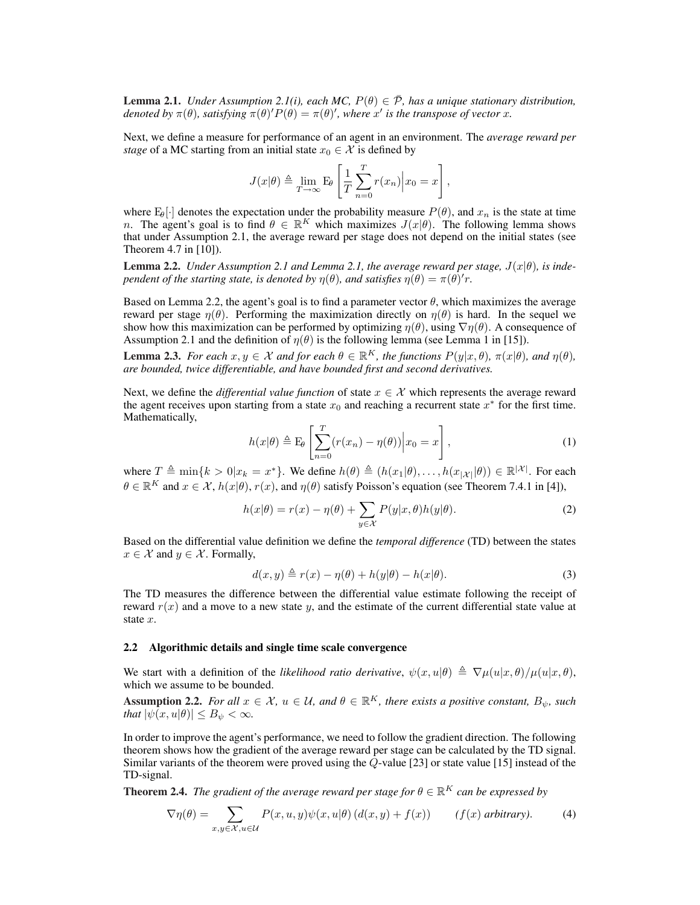**Lemma 2.1.** *Under Assumption 2.1(i), each MC, $P(\theta) \in \bar{\mathcal{P}}$, has a unique stationary distribution, denoted by $\pi(\theta)$, satisfying $\pi(\theta)' P(\theta) = \pi(\theta)'$, where $x'$ is the transpose of vector $x$.*

Next, we define a measure for performance of an agent in an environment. The *average reward per stage* of a MC starting from an initial state $x_0 \in \mathcal{X}$ is defined by

$$J(x|\theta) \triangleq \lim_{T\to\infty} \mathrm{E}_\theta \left[ \frac{1}{T} \sum_{n=0}^{T} r(x_n) \Big| x_0 = x \right],$$

where $\mathrm{E}_\theta[\cdot]$ denotes the expectation under the probability measure $P(\theta)$, and $x_n$ is the state at time $n$. The agent's goal is to find $\theta \in \mathbb{R}^K$ which maximizes $J(x|\theta)$. The following lemma shows that under Assumption 2.1, the average reward per stage does not depend on the initial states (see Theorem 4.7 in [10]).

**Lemma 2.2.** *Under Assumption 2.1 and Lemma 2.1, the average reward per stage, $J(x|\theta)$, is independent of the starting state, is denoted by $\eta(\theta)$, and satisfies $\eta(\theta) = \pi(\theta)' r$.*

Based on Lemma 2.2, the agent's goal is to find a parameter vector $\theta$, which maximizes the average reward per stage $\eta(\theta)$. Performing the maximization directly on $\eta(\theta)$ is hard. In the sequel we show how this maximization can be performed by optimizing $\eta(\theta)$, using $\nabla \eta(\theta)$. A consequence of Assumption 2.1 and the definition of $\eta(\theta)$ is the following lemma (see Lemma 1 in [15]).

**Lemma 2.3.** *For each $x, y \in \mathcal{X}$ and for each $\theta \in \mathbb{R}^K$, the functions $P(y|x,\theta)$, $\pi(x|\theta)$, and $\eta(\theta)$, are bounded, twice differentiable, and have bounded first and second derivatives.*

Next, we define the *differential value function* of state $x \in \mathcal{X}$ which represents the average reward the agent receives upon starting from a state $x_0$ and reaching a recurrent state $x^*$ for the first time. Mathematically,

$$h(x|\theta) \triangleq \mathrm{E}_\theta \left[ \sum_{n=0}^{T} (r(x_n) - \eta(\theta)) \Big| x_0 = x \right], \tag{1}$$

where $T \triangleq \min\{k > 0 | x_k = x^*\}$. We define $h(\theta) \triangleq (h(x_1|\theta), \ldots, h(x_{|\mathcal{X}|}|\theta)) \in \mathbb{R}^{|\mathcal{X}|}$. For each $\theta \in \mathbb{R}^K$ and $x \in \mathcal{X}$, $h(x|\theta)$, $r(x)$, and $\eta(\theta)$ satisfy Poisson's equation (see Theorem 7.4.1 in [4]),

$$h(x|\theta) = r(x) - \eta(\theta) + \sum_{y \in \mathcal{X}} P(y|x,\theta) h(y|\theta). \tag{2}$$

Based on the differential value definition we define the *temporal difference* (TD) between the states $x \in \mathcal{X}$ and $y \in \mathcal{X}$. Formally,

$$d(x,y) \triangleq r(x) - \eta(\theta) + h(y|\theta) - h(x|\theta). \tag{3}$$

The TD measures the difference between the differential value estimate following the receipt of reward $r(x)$ and a move to a new state $y$, and the estimate of the current differential state value at state $x$.

### 2.2 Algorithmic details and single time scale convergence

We start with a definition of the *likelihood ratio derivative*, $\psi(x,u|\theta) \triangleq \nabla \mu(u|x,\theta)/\mu(u|x,\theta)$, which we assume to be bounded.

**Assumption 2.2.** *For all $x \in \mathcal{X}$, $u \in \mathcal{U}$, and $\theta \in \mathbb{R}^K$, there exists a positive constant, $B_\psi$, such that $|\psi(x,u|\theta)| \leq B_\psi < \infty$.*

In order to improve the agent's performance, we need to follow the gradient direction. The following theorem shows how the gradient of the average reward per stage can be calculated by the TD signal. Similar variants of the theorem were proved using the $Q$-value [23] or state value [15] instead of the TD-signal.

**Theorem 2.4.** *The gradient of the average reward per stage for $\theta \in \mathbb{R}^K$ can be expressed by*

$$\nabla \eta(\theta) = \sum_{x,y \in \mathcal{X}, u \in \mathcal{U}} P(x,u,y) \psi(x,u|\theta) \left( d(x,y) + f(x) \right) \qquad (f(x) \textit{ arbitrary}). \tag{4}$$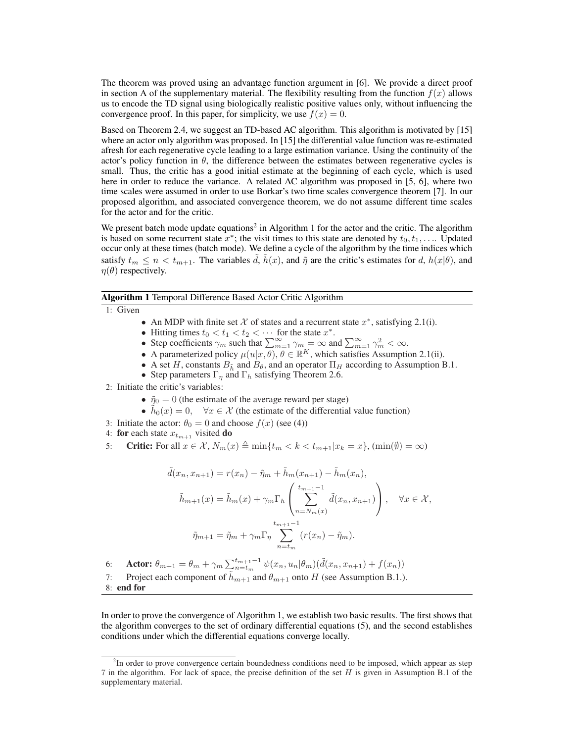The theorem was proved using an advantage function argument in [6]. We provide a direct proof in section A of the supplementary material. The flexibility resulting from the function $f(x)$ allows us to encode the TD signal using biologically realistic positive values only, without influencing the convergence proof. In this paper, for simplicity, we use $f(x) = 0$.

Based on Theorem 2.4, we suggest an TD-based AC algorithm. This algorithm is motivated by [15] where an actor only algorithm was proposed. In [15] the differential value function was re-estimated afresh for each regenerative cycle leading to a large estimation variance. Using the continuity of the actor's policy function in $\theta$, the difference between the estimates between regenerative cycles is small. Thus, the critic has a good initial estimate at the beginning of each cycle, which is used here in order to reduce the variance. A related AC algorithm was proposed in [5, 6], where two time scales were assumed in order to use Borkar's two time scales convergence theorem [7]. In our proposed algorithm, and associated convergence theorem, we do not assume different time scales for the actor and for the critic.

We present batch mode update equations[2] in Algorithm 1 for the actor and the critic. The algorithm is based on some recurrent state $x^*$; the visit times to this state are denoted by $t_0, t_1, \ldots$. Updated occur only at these times (batch mode). We define a cycle of the algorithm by the time indices which satisfy $t_m \leq n < t_{m+1}$. The variables $\tilde{d}$, $\tilde{h}(x)$, and $\tilde{\eta}$ are the critic's estimates for $d$, $h(x|\theta)$, and $\eta(\theta)$ respectively.

**Algorithm 1** Temporal Difference Based Actor Critic Algorithm

1: Given
  - An MDP with finite set $\mathcal{X}$ of states and a recurrent state $x^*$, satisfying 2.1(i).
  - Hitting times $t_0 < t_1 < t_2 < \cdots$ for the state $x^*$.
  - Step coefficients $\gamma_m$ such that $\sum_{m=1}^{\infty} \gamma_m = \infty$ and $\sum_{m=1}^{\infty} \gamma_m^2 < \infty$.
  - A parameterized policy $\mu(u|x, \theta)$, $\theta \in \mathbb{R}^K$, which satisfies Assumption 2.1(ii).
  - A set $H$, constants $B_{\tilde{h}}$ and $B_\theta$, and an operator $\Pi_H$ according to Assumption B.1.
  - Step parameters $\Gamma_\eta$ and $\Gamma_h$ satisfying Theorem 2.6.

2: Initiate the critic's variables:
  - $\tilde{\eta}_0 = 0$ (the estimate of the average reward per stage)
  - $\tilde{h}_0(x) = 0, \quad \forall x \in \mathcal{X}$ (the estimate of the differential value function)

3: Initiate the actor: $\theta_0 = 0$ and choose $f(x)$ (see (4))

4: **for** each state $x_{t_{m+1}}$ visited **do**

5: **Critic:** For all $x \in \mathcal{X}$, $N_m(x) \triangleq \min\{t_m < k < t_{m+1} | x_k = x\}$, $(\min(\emptyset) = \infty)$

$$
\tilde{d}(x_n, x_{n+1}) = r(x_n) - \tilde{\eta}_m + \tilde{h}_m(x_{n+1}) - \tilde{h}_m(x_n),
$$

$$
\tilde{h}_{m+1}(x) = \tilde{h}_m(x) + \gamma_m \Gamma_h \left( \sum_{n=N_m(x)}^{t_{m+1}-1} \tilde{d}(x_n, x_{n+1}) \right), \quad \forall x \in \mathcal{X},
$$

$$
\tilde{\eta}_{m+1} = \tilde{\eta}_m + \gamma_m \Gamma_\eta \sum_{n=t_m}^{t_{m+1}-1} (r(x_n) - \tilde{\eta}_m).
$$

6: **Actor:** $\theta_{m+1} = \theta_m + \gamma_m \sum_{n=t_m}^{t_{m+1}-1} \psi(x_n, u_n|\theta_m)(\tilde{d}(x_n, x_{n+1}) + f(x_n))$

7: Project each component of $\tilde{h}_{m+1}$ and $\theta_{m+1}$ onto $H$ (see Assumption B.1.).

8: **end for**

In order to prove the convergence of Algorithm 1, we establish two basic results. The first shows that the algorithm converges to the set of ordinary differential equations (5), and the second establishes conditions under which the differential equations converge locally.

[2] In order to prove convergence certain boundedness conditions need to be imposed, which appear as step 7 in the algorithm. For lack of space, the precise definition of the set $H$ is given in Assumption B.1 of the supplementary material.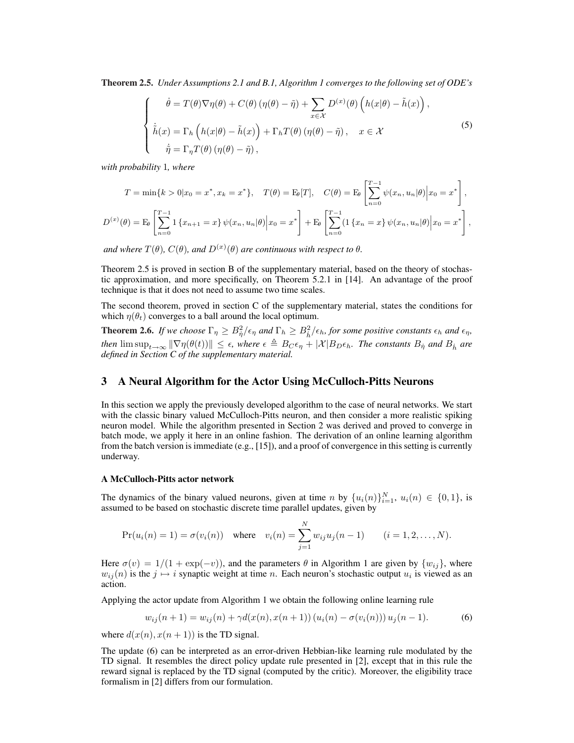**Theorem 2.5.** *Under Assumptions 2.1 and B.1, Algorithm 1 converges to the following set of ODE's*

$$
\begin{cases}
\quad \dot{\theta} = T(\theta)\nabla\eta(\theta) + C(\theta)\left(\eta(\theta) - \tilde{\eta}\right) + \sum_{x\in\mathcal{X}} D^{(x)}(\theta)\left(h(x|\theta) - \tilde{h}(x)\right), \\
\dot{\tilde{h}}(x) = \Gamma_h\left(h(x|\theta) - \tilde{h}(x)\right) + \Gamma_h T(\theta)\left(\eta(\theta) - \tilde{\eta}\right), \quad x \in \mathcal{X} \\
\quad \dot{\tilde{\eta}} = \Gamma_\eta T(\theta)\left(\eta(\theta) - \tilde{\eta}\right),
\end{cases}
\tag{5}
$$

*with probability* 1*, where*

$$
T = \min\{k > 0 | x_0 = x^*, x_k = x^*\}, \quad T(\theta) = \mathrm{E}_\theta[T], \quad C(\theta) = \mathrm{E}_\theta\left[\sum_{n=0}^{T-1}\psi(x_n, u_n|\theta)\Big| x_0 = x^*\right],
$$

$$
D^{(x)}(\theta) = \mathrm{E}_\theta\left[\sum_{n=0}^{T-1} 1\left\{x_{n+1} = x\right\}\psi(x_n, u_n|\theta)\Big| x_0 = x^*\right] + \mathrm{E}_\theta\left[\sum_{n=0}^{T-1}(1\left\{x_n = x\right\}\psi(x_n, u_n|\theta)\Big| x_0 = x^*\right],
$$

*and where $T(\theta)$, $C(\theta)$, and $D^{(x)}(\theta)$ are continuous with respect to $\theta$.*

Theorem 2.5 is proved in section B of the supplementary material, based on the theory of stochastic approximation, and more specifically, on Theorem 5.2.1 in [14]. An advantage of the proof technique is that it does not need to assume two time scales.

The second theorem, proved in section C of the supplementary material, states the conditions for which $\eta(\theta_t)$ converges to a ball around the local optimum.

**Theorem 2.6.** *If we choose $\Gamma_\eta \geq B_{\dot{\eta}}^2/\epsilon_\eta$ and $\Gamma_h \geq B_{\dot{h}}^2/\epsilon_h$, for some positive constants $\epsilon_h$ and $\epsilon_\eta$, then $\limsup_{t\to\infty}\|\nabla\eta(\theta(t))\| \leq \epsilon$, where $\epsilon \triangleq B_C\epsilon_\eta + |\mathcal{X}|B_D\epsilon_h$. The constants $B_{\dot{\eta}}$ and $B_{\dot{h}}$ are defined in Section C of the supplementary material.*

## 3 A Neural Algorithm for the Actor Using McCulloch-Pitts Neurons

In this section we apply the previously developed algorithm to the case of neural networks. We start with the classic binary valued McCulloch-Pitts neuron, and then consider a more realistic spiking neuron model. While the algorithm presented in Section 2 was derived and proved to converge in batch mode, we apply it here in an online fashion. The derivation of an online learning algorithm from the batch version is immediate (e.g., [15]), and a proof of convergence in this setting is currently underway.

### A McCulloch-Pitts actor network

The dynamics of the binary valued neurons, given at time $n$ by $\{u_i(n)\}_{i=1}^N$, $u_i(n) \in \{0, 1\}$, is assumed to be based on stochastic discrete time parallel updates, given by

$$
\Pr(u_i(n) = 1) = \sigma(v_i(n)) \quad \text{where} \quad v_i(n) = \sum_{j=1}^N w_{ij}u_j(n-1) \qquad (i = 1, 2, \ldots, N).
$$

Here $\sigma(v) = 1/(1 + \exp(-v))$, and the parameters $\theta$ in Algorithm 1 are given by $\{w_{ij}\}$, where $w_{ij}(n)$ is the $j \mapsto i$ synaptic weight at time $n$. Each neuron's stochastic output $u_i$ is viewed as an action.

Applying the actor update from Algorithm 1 we obtain the following online learning rule

$$
w_{ij}(n+1) = w_{ij}(n) + \gamma d(x(n), x(n+1))\left(u_i(n) - \sigma(v_i(n))\right)u_j(n-1). \tag{6}
$$

where $d(x(n), x(n+1))$ is the TD signal.

The update (6) can be interpreted as an error-driven Hebbian-like learning rule modulated by the TD signal. It resembles the direct policy update rule presented in [2], except that in this rule the reward signal is replaced by the TD signal (computed by the critic). Moreover, the eligibility trace formalism in [2] differs from our formulation.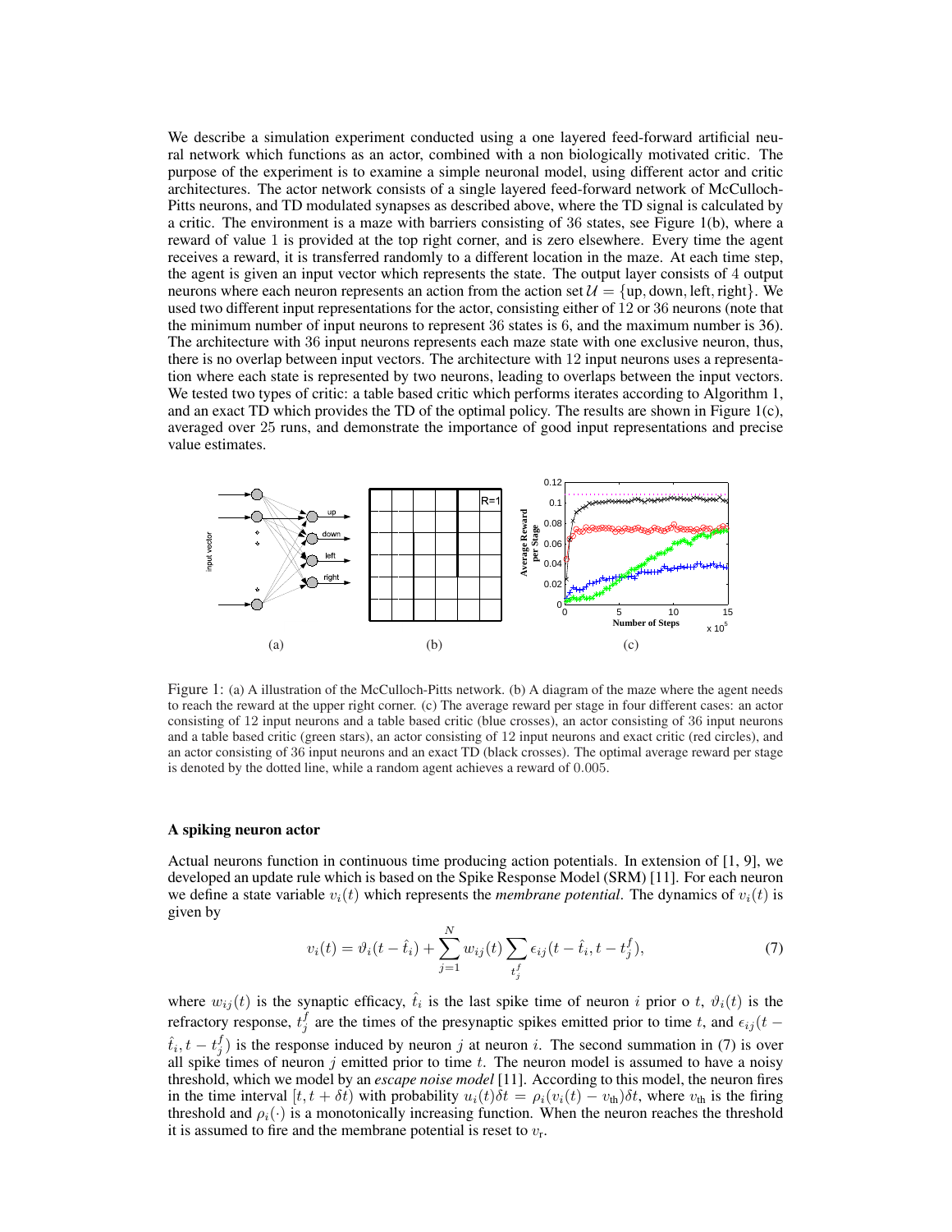We describe a simulation experiment conducted using a one layered feed-forward artificial neural network which functions as an actor, combined with a non biologically motivated critic. The purpose of the experiment is to examine a simple neuronal model, using different actor and critic architectures. The actor network consists of a single layered feed-forward network of McCulloch-Pitts neurons, and TD modulated synapses as described above, where the TD signal is calculated by a critic. The environment is a maze with barriers consisting of 36 states, see Figure 1(b), where a reward of value 1 is provided at the top right corner, and is zero elsewhere. Every time the agent receives a reward, it is transferred randomly to a different location in the maze. At each time step, the agent is given an input vector which represents the state. The output layer consists of 4 output neurons where each neuron represents an action from the action set $\mathcal{U} = \{\text{up}, \text{down}, \text{left}, \text{right}\}$. We used two different input representations for the actor, consisting either of 12 or 36 neurons (note that the minimum number of input neurons to represent 36 states is 6, and the maximum number is 36). The architecture with 36 input neurons represents each maze state with one exclusive neuron, thus, there is no overlap between input vectors. The architecture with 12 input neurons uses a representation where each state is represented by two neurons, leading to overlaps between the input vectors. We tested two types of critic: a table based critic which performs iterates according to Algorithm 1, and an exact TD which provides the TD of the optimal policy. The results are shown in Figure 1(c), averaged over 25 runs, and demonstrate the importance of good input representations and precise value estimates.

Figure 1: (a) A illustration of the McCulloch-Pitts network. (b) A diagram of the maze where the agent needs to reach the reward at the upper right corner. (c) The average reward per stage in four different cases: an actor consisting of 12 input neurons and a table based critic (blue crosses), an actor consisting of 36 input neurons and a table based critic (green stars), an actor consisting of 12 input neurons and exact critic (red circles), and an actor consisting of 36 input neurons and an exact TD (black crosses). The optimal average reward per stage is denoted by the dotted line, while a random agent achieves a reward of 0.005.

### A spiking neuron actor

Actual neurons function in continuous time producing action potentials. In extension of [1, 9], we developed an update rule which is based on the Spike Response Model (SRM) [11]. For each neuron we define a state variable $v_i(t)$ which represents the *membrane potential*. The dynamics of $v_i(t)$ is given by

$$v_i(t) = \vartheta_i(t - \hat{t}_i) + \sum_{j=1}^{N} w_{ij}(t) \sum_{t_j^f} \epsilon_{ij}(t - \hat{t}_i, t - t_j^f), \tag{7}$$

where $w_{ij}(t)$ is the synaptic efficacy, $\hat{t}_i$ is the last spike time of neuron $i$ prior o $t$, $\vartheta_i(t)$ is the refractory response, $t_j^f$ are the times of the presynaptic spikes emitted prior to time $t$, and $\epsilon_{ij}(t - \hat{t}_i, t - t_j^f)$ is the response induced by neuron $j$ at neuron $i$. The second summation in (7) is over all spike times of neuron $j$ emitted prior to time $t$. The neuron model is assumed to have a noisy threshold, which we model by an *escape noise model* [11]. According to this model, the neuron fires in the time interval $[t, t + \delta t)$ with probability $u_i(t)\delta t = \rho_i(v_i(t) - v_{\text{th}})\delta t$, where $v_{\text{th}}$ is the firing threshold and $\rho_i(\cdot)$ is a monotonically increasing function. When the neuron reaches the threshold it is assumed to fire and the membrane potential is reset to $v_{\text{r}}$.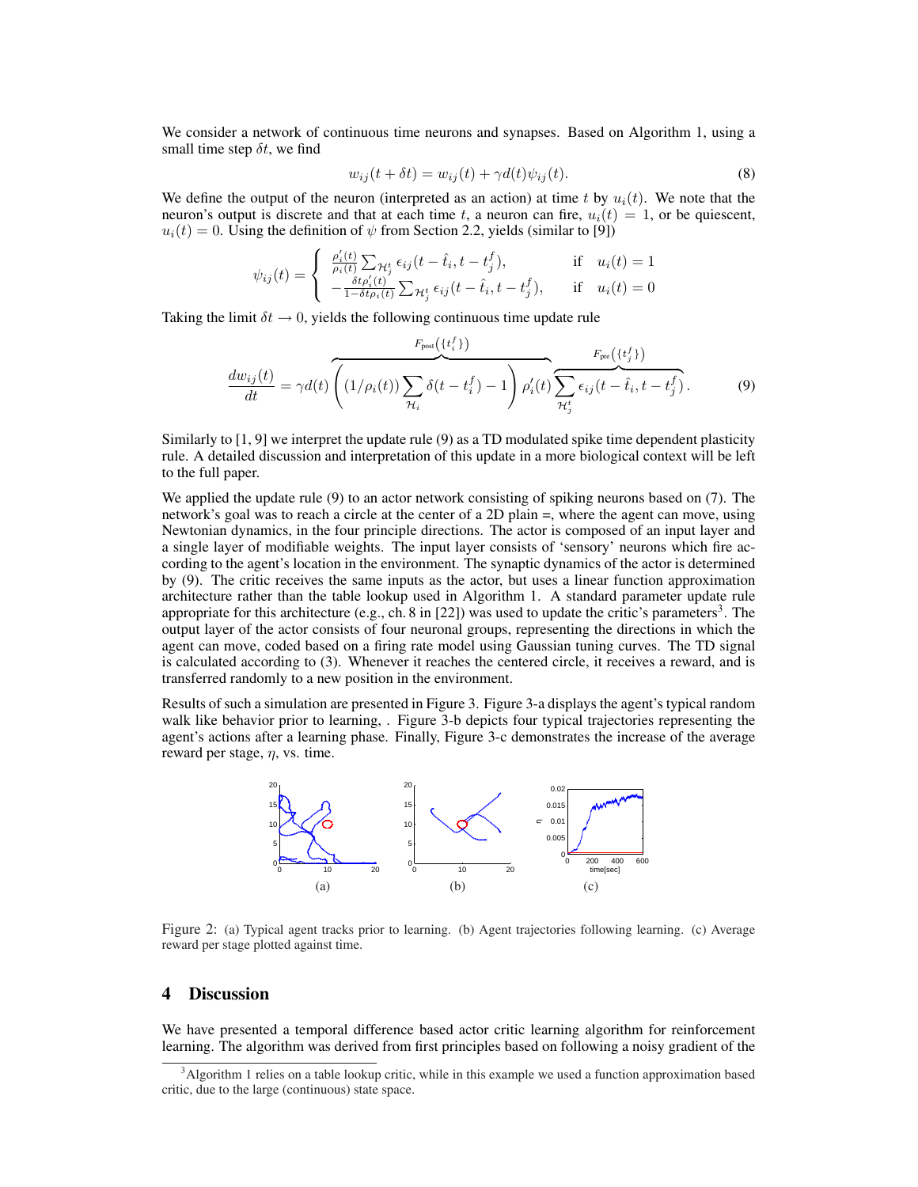We consider a network of continuous time neurons and synapses. Based on Algorithm 1, using a small time step $\delta t$, we find

$$w_{ij}(t + \delta t) = w_{ij}(t) + \gamma d(t) \psi_{ij}(t). \tag{8}$$

We define the output of the neuron (interpreted as an action) at time $t$ by $u_i(t)$. We note that the neuron's output is discrete and that at each time $t$, a neuron can fire, $u_i(t) = 1$, or be quiescent, $u_i(t) = 0$. Using the definition of $\psi$ from Section 2.2, yields (similar to [9])

$$\psi_{ij}(t) = \begin{cases} \frac{\rho_i'(t)}{\rho_i(t)} \sum_{\mathcal{H}_j^t} \epsilon_{ij}(t - \hat{t}_i, t - t_j^f), & \text{if} \quad u_i(t) = 1 \\ -\frac{\delta t \rho_i'(t)}{1 - \delta t \rho_i(t)} \sum_{\mathcal{H}_j^t} \epsilon_{ij}(t - \hat{t}_i, t - t_j^f), & \text{if} \quad u_i(t) = 0 \end{cases}$$

Taking the limit $\delta t \to 0$, yields the following continuous time update rule

$$\frac{dw_{ij}(t)}{dt} = \gamma d(t) \overbrace{\left( (1/\rho_i(t)) \sum_{\mathcal{H}_i} \delta(t - t_i^f) - 1 \right) \rho_i'(t)}^{F_{\text{post}}(\{t_i^f\})} \overbrace{\sum_{\mathcal{H}_j^t} \epsilon_{ij}(t - \hat{t}_i, t - t_j^f)}^{F_{\text{pre}}(\{t_j^f\})}. \tag{9}$$

Similarly to [1, 9] we interpret the update rule (9) as a TD modulated spike time dependent plasticity rule. A detailed discussion and interpretation of this update in a more biological context will be left to the full paper.

We applied the update rule (9) to an actor network consisting of spiking neurons based on (7). The network's goal was to reach a circle at the center of a 2D plain =, where the agent can move, using Newtonian dynamics, in the four principle directions. The actor is composed of an input layer and a single layer of modifiable weights. The input layer consists of 'sensory' neurons which fire according to the agent's location in the environment. The synaptic dynamics of the actor is determined by (9). The critic receives the same inputs as the actor, but uses a linear function approximation architecture rather than the table lookup used in Algorithm 1. A standard parameter update rule appropriate for this architecture (e.g., ch. 8 in [22]) was used to update the critic's parameters[3]. The output layer of the actor consists of four neuronal groups, representing the directions in which the agent can move, coded based on a firing rate model using Gaussian tuning curves. The TD signal is calculated according to (3). Whenever it reaches the centered circle, it receives a reward, and is transferred randomly to a new position in the environment.

Results of such a simulation are presented in Figure 3. Figure 3-a displays the agent's typical random walk like behavior prior to learning, . Figure 3-b depicts four typical trajectories representing the agent's actions after a learning phase. Finally, Figure 3-c demonstrates the increase of the average reward per stage, $\eta$, vs. time.

Figure 2: (a) Typical agent tracks prior to learning. (b) Agent trajectories following learning. (c) Average reward per stage plotted against time.

## 4 Discussion

We have presented a temporal difference based actor critic learning algorithm for reinforcement learning. The algorithm was derived from first principles based on following a noisy gradient of the

[3] Algorithm 1 relies on a table lookup critic, while in this example we used a function approximation based critic, due to the large (continuous) state space.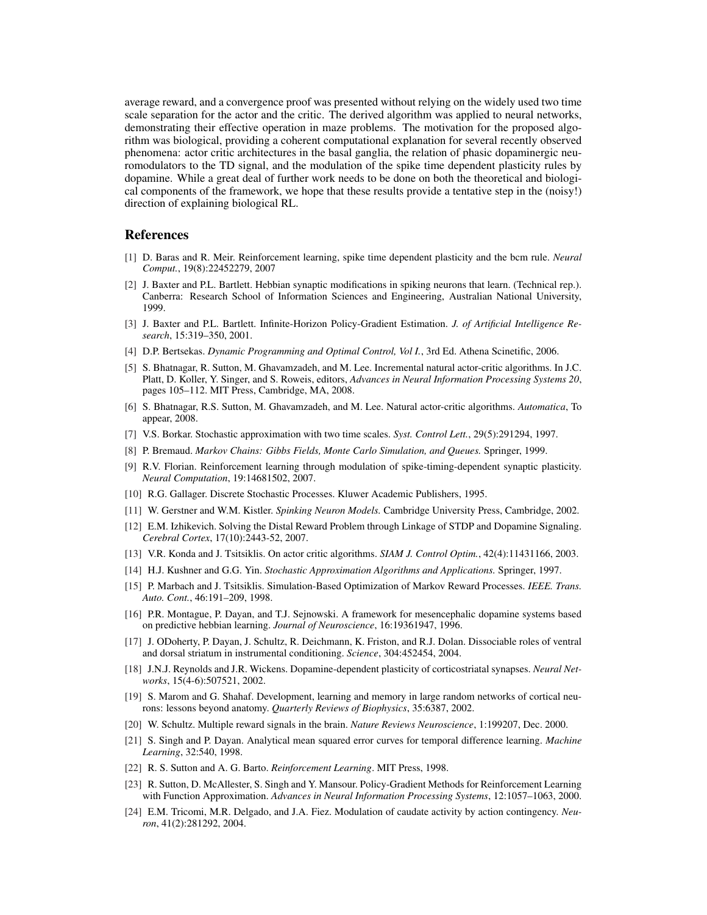average reward, and a convergence proof was presented without relying on the widely used two time scale separation for the actor and the critic. The derived algorithm was applied to neural networks, demonstrating their effective operation in maze problems. The motivation for the proposed algorithm was biological, providing a coherent computational explanation for several recently observed phenomena: actor critic architectures in the basal ganglia, the relation of phasic dopaminergic neuromodulators to the TD signal, and the modulation of the spike time dependent plasticity rules by dopamine. While a great deal of further work needs to be done on both the theoretical and biological components of the framework, we hope that these results provide a tentative step in the (noisy!) direction of explaining biological RL.

## References

[1] D. Baras and R. Meir. Reinforcement learning, spike time dependent plasticity and the bcm rule. *Neural Comput.*, 19(8):22452279, 2007

[2] J. Baxter and P.L. Bartlett. Hebbian synaptic modifications in spiking neurons that learn. (Technical rep.). Canberra: Research School of Information Sciences and Engineering, Australian National University, 1999.

[3] J. Baxter and P.L. Bartlett. Infinite-Horizon Policy-Gradient Estimation. *J. of Artificial Intelligence Research*, 15:319–350, 2001.

[4] D.P. Bertsekas. *Dynamic Programming and Optimal Control, Vol I.*, 3rd Ed. Athena Scinetific, 2006.

[5] S. Bhatnagar, R. Sutton, M. Ghavamzadeh, and M. Lee. Incremental natural actor-critic algorithms. In J.C. Platt, D. Koller, Y. Singer, and S. Roweis, editors, *Advances in Neural Information Processing Systems 20*, pages 105–112. MIT Press, Cambridge, MA, 2008.

[6] S. Bhatnagar, R.S. Sutton, M. Ghavamzadeh, and M. Lee. Natural actor-critic algorithms. *Automatica*, To appear, 2008.

[7] V.S. Borkar. Stochastic approximation with two time scales. *Syst. Control Lett.*, 29(5):291294, 1997.

[8] P. Bremaud. *Markov Chains: Gibbs Fields, Monte Carlo Simulation, and Queues.* Springer, 1999.

[9] R.V. Florian. Reinforcement learning through modulation of spike-timing-dependent synaptic plasticity. *Neural Computation*, 19:14681502, 2007.

[10] R.G. Gallager. Discrete Stochastic Processes. Kluwer Academic Publishers, 1995.

[11] W. Gerstner and W.M. Kistler. *Spinking Neuron Models.* Cambridge University Press, Cambridge, 2002.

[12] E.M. Izhikevich. Solving the Distal Reward Problem through Linkage of STDP and Dopamine Signaling. *Cerebral Cortex*, 17(10):2443-52, 2007.

[13] V.R. Konda and J. Tsitsiklis. On actor critic algorithms. *SIAM J. Control Optim.*, 42(4):11431166, 2003.

[14] H.J. Kushner and G.G. Yin. *Stochastic Approximation Algorithms and Applications.* Springer, 1997.

[15] P. Marbach and J. Tsitsiklis. Simulation-Based Optimization of Markov Reward Processes. *IEEE. Trans. Auto. Cont.*, 46:191–209, 1998.

[16] P.R. Montague, P. Dayan, and T.J. Sejnowski. A framework for mesencephalic dopamine systems based on predictive hebbian learning. *Journal of Neuroscience*, 16:19361947, 1996.

[17] J. ODoherty, P. Dayan, J. Schultz, R. Deichmann, K. Friston, and R.J. Dolan. Dissociable roles of ventral and dorsal striatum in instrumental conditioning. *Science*, 304:452454, 2004.

[18] J.N.J. Reynolds and J.R. Wickens. Dopamine-dependent plasticity of corticostriatal synapses. *Neural Networks*, 15(4-6):507521, 2002.

[19] S. Marom and G. Shahaf. Development, learning and memory in large random networks of cortical neurons: lessons beyond anatomy. *Quarterly Reviews of Biophysics*, 35:6387, 2002.

[20] W. Schultz. Multiple reward signals in the brain. *Nature Reviews Neuroscience*, 1:199207, Dec. 2000.

[21] S. Singh and P. Dayan. Analytical mean squared error curves for temporal difference learning. *Machine Learning*, 32:540, 1998.

[22] R. S. Sutton and A. G. Barto. *Reinforcement Learning*. MIT Press, 1998.

[23] R. Sutton, D. McAllester, S. Singh and Y. Mansour. Policy-Gradient Methods for Reinforcement Learning with Function Approximation. *Advances in Neural Information Processing Systems*, 12:1057–1063, 2000.

[24] E.M. Tricomi, M.R. Delgado, and J.A. Fiez. Modulation of caudate activity by action contingency. *Neuron*, 41(2):281292, 2004.